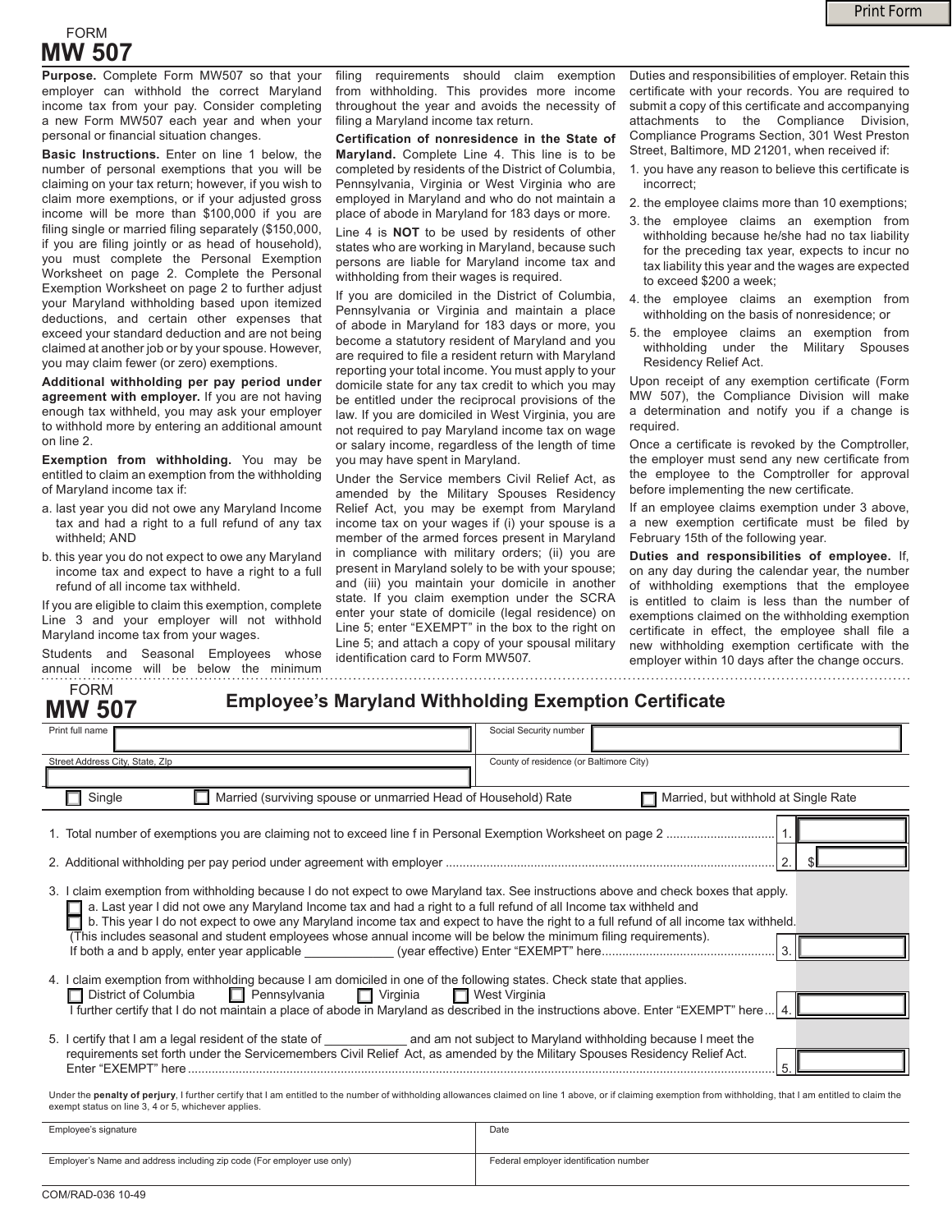# FORM MW 507

**Purpose.** Complete Form MW507 so that your employer can withhold the correct Maryland income tax from your pay. Consider completing a new Form MW507 each year and when your personal or financial situation changes.

**Basic Instructions.** Enter on line 1 below, the number of personal exemptions that you will be claiming on your tax return; however, if you wish to claim more exemptions, or if your adjusted gross income will be more than $100,000 if you are filing single or married filing separately ($150,000, if you are filing jointly or as head of household), you must complete the Personal Exemption Worksheet on page 2. Complete the Personal Exemption Worksheet on page 2 to further adjust your Maryland withholding based upon itemized deductions, and certain other expenses that exceed your standard deduction and are not being claimed at another job or by your spouse. However, you may claim fewer (or zero) exemptions.

**Additional withholding per pay period under agreement with employer.** If you are not having enough tax withheld, you may ask your employer to withhold more by entering an additional amount on line 2.

**Exemption from withholding.** You may be entitled to claim an exemption from the withholding of Maryland income tax if:

a. last year you did not owe any Maryland Income tax and had a right to a full refund of any tax withheld; AND

b. this year you do not expect to owe any Maryland income tax and expect to have a right to a full refund of all income tax withheld.

If you are eligible to claim this exemption, complete Line 3 and your employer will not withhold Maryland income tax from your wages.

Students and Seasonal Employees whose annual income will be below the minimum filing requirements should claim exemption from withholding. This provides more income throughout the year and avoids the necessity of filing a Maryland income tax return.

**Certification of nonresidence in the State of Maryland.** Complete Line 4. This line is to be completed by residents of the District of Columbia, Pennsylvania, Virginia or West Virginia who are employed in Maryland and who do not maintain a place of abode in Maryland for 183 days or more.

Line 4 is **NOT** to be used by residents of other states who are working in Maryland, because such persons are liable for Maryland income tax and withholding from their wages is required.

If you are domiciled in the District of Columbia, Pennsylvania or Virginia and maintain a place of abode in Maryland for 183 days or more, you become a statutory resident of Maryland and you are required to file a resident return with Maryland reporting your total income. You must apply to your domicile state for any tax credit to which you may be entitled under the reciprocal provisions of the law. If you are domiciled in West Virginia, you are not required to pay Maryland income tax on wage or salary income, regardless of the length of time you may have spent in Maryland.

Under the Service members Civil Relief Act, as amended by the Military Spouses Residency Relief Act, you may be exempt from Maryland income tax on your wages if (i) your spouse is a member of the armed forces present in Maryland in compliance with military orders; (ii) you are present in Maryland solely to be with your spouse; and (iii) you maintain your domicile in another state. If you claim exemption under the SCRA enter your state of domicile (legal residence) on Line 5; enter "EXEMPT" in the box to the right on Line 5; and attach a copy of your spousal military identification card to Form MW507.

Duties and responsibilities of employer. Retain this certificate with your records. You are required to submit a copy of this certificate and accompanying attachments to the Compliance Division, Compliance Programs Section, 301 West Preston Street, Baltimore, MD 21201, when received if:

1. you have any reason to believe this certificate is incorrect;
2. the employee claims more than 10 exemptions;
3. the employee claims an exemption from withholding because he/she had no tax liability for the preceding tax year, expects to incur no tax liability this year and the wages are expected to exceed $200 a week;
4. the employee claims an exemption from withholding on the basis of nonresidence; or
5. the employee claims an exemption from withholding under the Military Spouses Residency Relief Act.

Upon receipt of any exemption certificate (Form MW 507), the Compliance Division will make a determination and notify you if a change is required.

Once a certificate is revoked by the Comptroller, the employer must send any new certificate from the employee to the Comptroller for approval before implementing the new certificate.

If an employee claims exemption under 3 above, a new exemption certificate must be filed by February 15th of the following year.

**Duties and responsibilities of employee.** If, on any day during the calendar year, the number of withholding exemptions that the employee is entitled to claim is less than the number of exemptions claimed on the withholding exemption certificate in effect, the employee shall file a new withholding exemption certificate with the employer within 10 days after the change occurs.

---

# FORM MW 507

## Employee's Maryland Withholding Exemption Certificate

| Print full name | Social Security number |
|---|---|
| Street Address City, State, ZIp | County of residence (or Baltimore City) |

☐ Single ☐ Married (surviving spouse or unmarried Head of Household) Rate ☐ Married, but withhold at Single Rate

1. Total number of exemptions you are claiming not to exceed line f in Personal Exemption Worksheet on page 2 ............ 1. ______

2. Additional withholding per pay period under agreement with employer ............ 2. $ ______

3. I claim exemption from withholding because I do not expect to owe Maryland tax. See instructions above and check boxes that apply.
   ☐ a. Last year I did not owe any Maryland Income tax and had a right to a full refund of all Income tax withheld and
   ☐ b. This year I do not expect to owe any Maryland income tax and expect to have the right to a full refund of all income tax withheld.
   (This includes seasonal and student employees whose annual income will be below the minimum filing requirements).
   If both a and b apply, enter year applicable ____________ (year effective) Enter "EXEMPT" here............ 3. ______

4. I claim exemption from withholding because I am domiciled in one of the following states. Check state that applies.
   ☐ District of Columbia ☐ Pennsylvania ☐ Virginia ☐ West Virginia
   I further certify that I do not maintain a place of abode in Maryland as described in the instructions above. Enter "EXEMPT" here... 4. ______

5. I certify that I am a legal resident of the state of ___________ and am not subject to Maryland withholding because I meet the requirements set forth under the Servicemembers Civil Relief Act, as amended by the Military Spouses Residency Relief Act. Enter "EXEMPT" here............ 5. ______

Under the **penalty of perjury**, I further certify that I am entitled to the number of withholding allowances claimed on line 1 above, or if claiming exemption from withholding, that I am entitled to claim the exempt status on line 3, 4 or 5, whichever applies.

| Employee's signature | Date |
|---|---|
| Employer's Name and address including zip code (For employer use only) | Federal employer identification number |

COM/RAD-036 10-49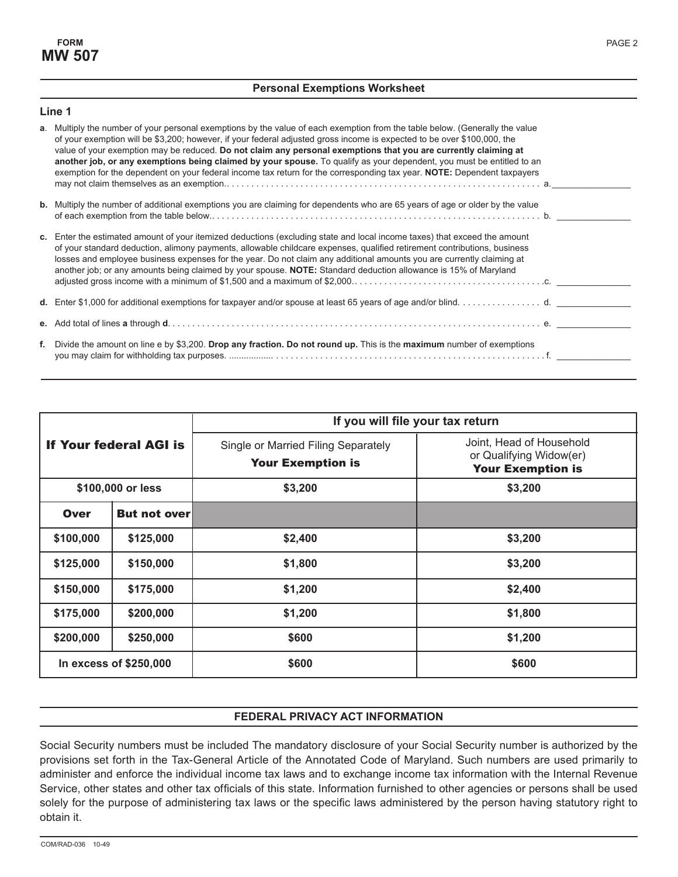**FORM MW 507**

## Personal Exemptions Worksheet

### Line 1

**a**. Multiply the number of your personal exemptions by the value of each exemption from the table below. (Generally the value of your exemption will be $3,200; however, if your federal adjusted gross income is expected to be over $100,000, the value of your exemption may be reduced. **Do not claim any personal exemptions that you are currently claiming at another job, or any exemptions being claimed by your spouse.** To qualify as your dependent, you must be entitled to an exemption for the dependent on your federal income tax return for the corresponding tax year. **NOTE:** Dependent taxpayers may not claim themselves as an exemption. . . . . a. _______________

**b.** Multiply the number of additional exemptions you are claiming for dependents who are 65 years of age or older by the value of each exemption from the table below. . . . . b. _______________

**c.** Enter the estimated amount of your itemized deductions (excluding state and local income taxes) that exceed the amount of your standard deduction, alimony payments, allowable childcare expenses, qualified retirement contributions, business losses and employee business expenses for the year. Do not claim any additional amounts you are currently claiming at another job; or any amounts being claimed by your spouse. **NOTE:** Standard deduction allowance is 15% of Maryland adjusted gross income with a minimum of $1,500 and a maximum of $2,000. . . . . c. _______________

**d.** Enter $1,000 for additional exemptions for taxpayer and/or spouse at least 65 years of age and/or blind. . . . . d. _______________

**e.** Add total of lines **a** through **d**. . . . . e. _______________

**f.** Divide the amount on line e by $3,200. **Drop any fraction. Do not round up.** This is the **maximum** number of exemptions you may claim for withholding tax purposes. . . . . f. _______________

| If Your federal AGI is | | If you will file your tax return: Single or Married Filing Separately **Your Exemption is** | If you will file your tax return: Joint, Head of Household or Qualifying Widow(er) **Your Exemption is** |
|---|---|---|---|
| $100,000 or less | | $3,200 | $3,200 |
| **Over** | **But not over** | | |
| $100,000 | $125,000 | $2,400 | $3,200 |
| $125,000 | $150,000 | $1,800 | $3,200 |
| $150,000 | $175,000 | $1,200 | $2,400 |
| $175,000 | $200,000 | $1,200 | $1,800 |
| $200,000 | $250,000 | $600 | $1,200 |
| In excess of $250,000 | | $600 | $600 |

## FEDERAL PRIVACY ACT INFORMATION

Social Security numbers must be included The mandatory disclosure of your Social Security number is authorized by the provisions set forth in the Tax-General Article of the Annotated Code of Maryland. Such numbers are used primarily to administer and enforce the individual income tax laws and to exchange income tax information with the Internal Revenue Service, other states and other tax officials of this state. Information furnished to other agencies or persons shall be used solely for the purpose of administering tax laws or the specific laws administered by the person having statutory right to obtain it.

COM/RAD-036 10-49